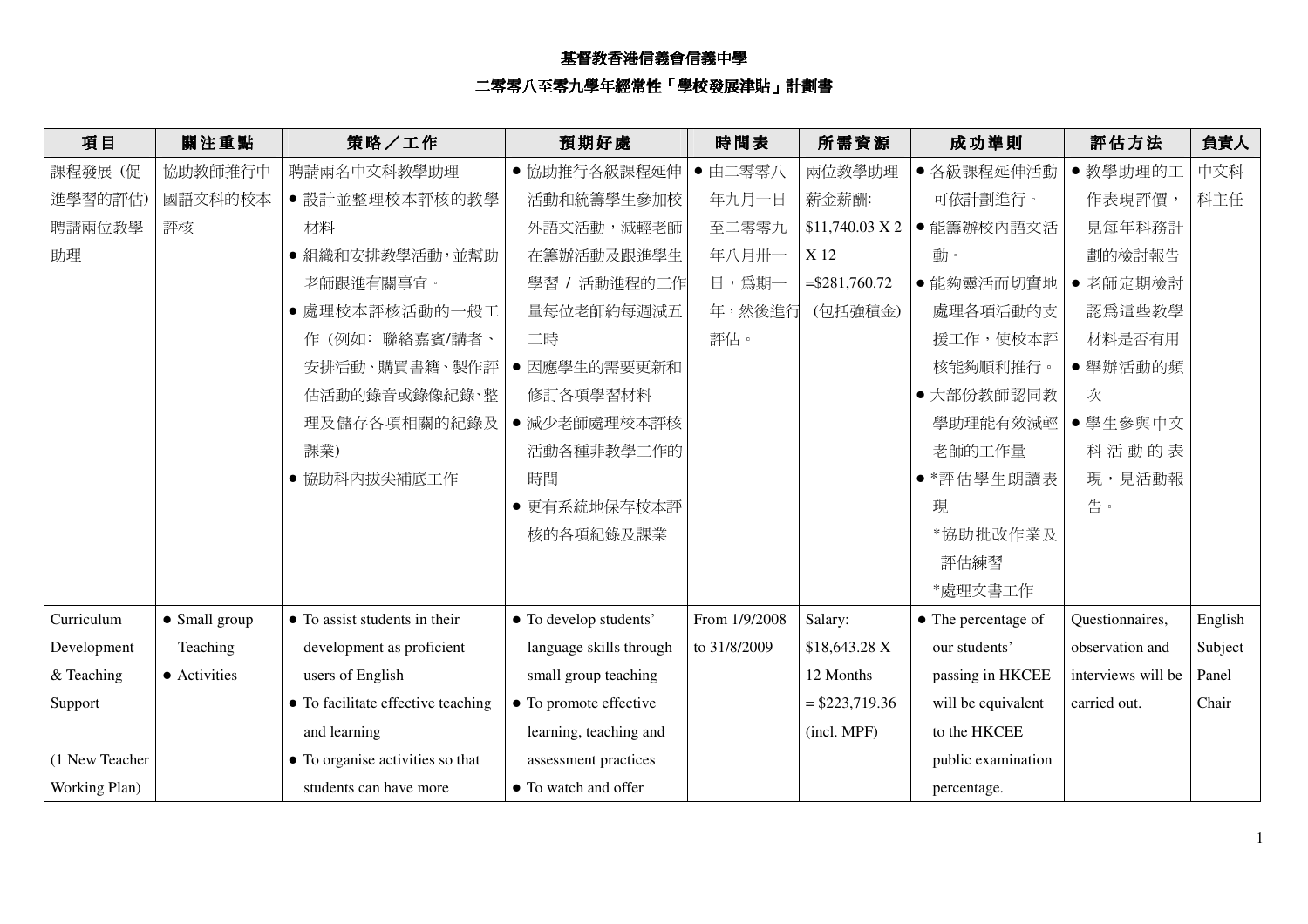# 基督教香港信義會信義中學

## 二零零八至零九學年經常性「學校發展津貼」計劃書

| 項目 | 關注重點 | 策略／工作 | 預期好處 | 時間表 | 所需資源 | 成功準則 | 評估方法 | 負責人 |
|---|---|---|---|---|---|---|---|---|
| 課程發展 (促進學習的評估) 聘請兩位教學助理 | 協助教師推行中國語文科的校本評核 | 聘請兩名中文科教學助理<br>● 設計並整理校本評核的教學材料<br>● 組織和安排教學活動，並幫助老師跟進有關事宜。<br>● 處理校本評核活動的一般工作 (例如：聯絡嘉賓/講者、安排活動、購買書籍、製作評估活動的錄音或錄像紀錄、整理及儲存各項相關的紀錄及課業)<br>● 協助科內拔尖補底工作 | ● 協助推行各級課程延伸活動和統籌學生參加校外語文活動，減輕老師在籌辦活動及跟進學生學習 / 活動進程的工作量每位老師約每週減五工時<br>● 因應學生的需要更新和修訂各項學習材料<br>● 減少老師處理校本評核活動各種非教學工作的時間<br>● 更有系統地保存校本評核的各項紀錄及課業 | ● 由二零零八年九月一日至二零零九年八月卅一日，為期一年，然後進行評估。 | 兩位教學助理薪金薪酬:<br>$11,740.03 X 2 X 12<br>=$281,760.72<br>(包括強積金) | ● 各級課程延伸活動可依計劃進行。<br>● 能籌辦校內語文活動。<br>● 能夠靈活而切實地處理各項活動的支援工作，使校本評核能夠順利推行。<br>● 大部份教師認同教學助理能有效減輕老師的工作量<br>● *評估學生朗讀表現<br>*協助批改作業及評估練習<br>*處理文書工作 | ● 教學助理的工作表現評價，見每年科務計劃的檢討報告<br>● 老師定期檢討認為這些教學材料是否有用<br>● 舉辦活動的頻次<br>● 學生參與中文科活動的表現，見活動報告。 | 中文科科主任 |
| Curriculum Development & Teaching Support<br><br>(1 New Teacher Working Plan) | ● Small group Teaching<br>● Activities | ● To assist students in their development as proficient users of English<br>● To facilitate effective teaching and learning<br>● To organise activities so that students can have more | ● To develop students' language skills through small group teaching<br>● To promote effective learning, teaching and assessment practices<br>● To watch and offer | From 1/9/2008 to 31/8/2009 | Salary:<br>$18,643.28 X 12 Months<br>= $223,719.36<br>(incl. MPF) | ● The percentage of our students' passing in HKCEE will be equivalent to the HKCEE public examination percentage. | Questionnaires, observation and interviews will be carried out. | English Subject Panel Chair |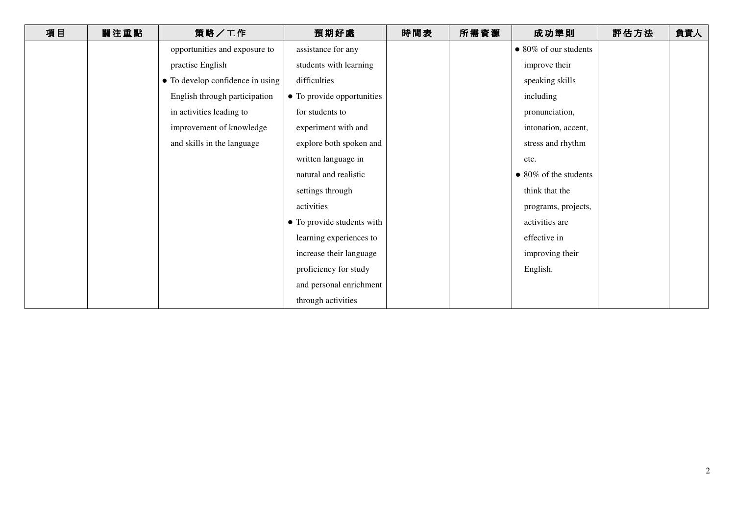| 項目 | 關注重點 | 策略／工作 | 預期好處 | 時間表 | 所需資源 | 成功準則 | 評估方法 | 負責人 |
|---|---|---|---|---|---|---|---|---|
| | | opportunities and exposure to practise English<br>● To develop confidence in using English through participation in activities leading to improvement of knowledge and skills in the language | assistance for any students with learning difficulties<br>● To provide opportunities for students to experiment with and explore both spoken and written language in natural and realistic settings through activities<br>● To provide students with learning experiences to increase their language proficiency for study and personal enrichment through activities | | | ● 80% of our students improve their speaking skills including pronunciation, intonation, accent, stress and rhythm etc.<br>● 80% of the students think that the programs, projects, activities are effective in improving their English. | | |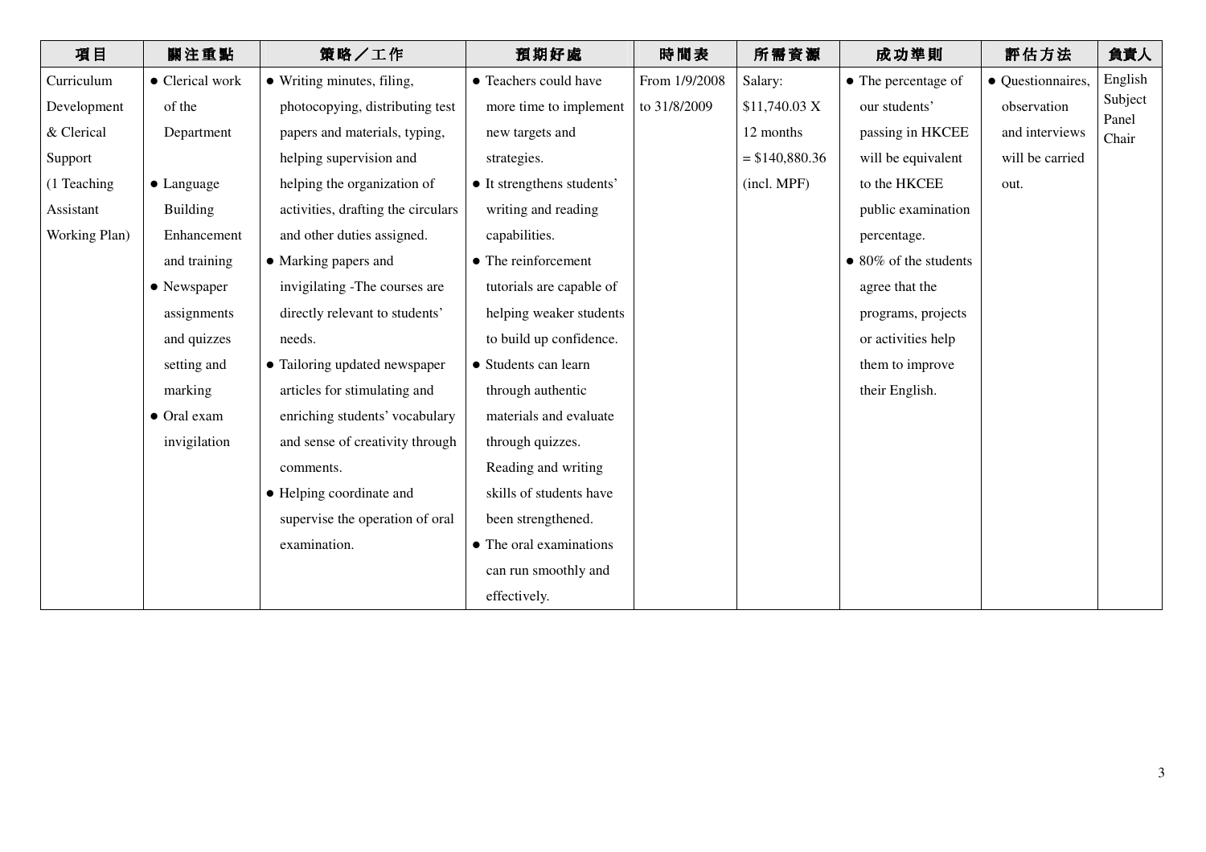| 項目 | 關注重點 | 策略／工作 | 預期好處 | 時間表 | 所需資源 | 成功準則 | 評估方法 | 負責人 |
|---|---|---|---|---|---|---|---|---|
| Curriculum Development & Clerical Support (1 Teaching Assistant Working Plan) | ● Clerical work of the Department<br>● Language Building Enhancement and training<br>● Newspaper assignments and quizzes setting and marking<br>● Oral exam invigilation | ● Writing minutes, filing, photocopying, distributing test papers and materials, typing, helping supervision and helping the organization of activities, drafting the circulars and other duties assigned.<br>● Marking papers and invigilating -The courses are directly relevant to students' needs.<br>● Tailoring updated newspaper articles for stimulating and enriching students' vocabulary and sense of creativity through comments.<br>● Helping coordinate and supervise the operation of oral examination. | ● Teachers could have more time to implement new targets and strategies.<br>● It strengthens students' writing and reading capabilities.<br>● The reinforcement tutorials are capable of helping weaker students to build up confidence.<br>● Students can learn through authentic materials and evaluate through quizzes. Reading and writing skills of students have been strengthened.<br>● The oral examinations can run smoothly and effectively. | From 1/9/2008 to 31/8/2009 | Salary: $11,740.03 X 12 months = $140,880.36 (incl. MPF) | ● The percentage of our students' passing in HKCEE will be equivalent to the HKCEE public examination percentage.<br>● 80% of the students agree that the programs, projects or activities help them to improve their English. | ● Questionnaires, observation and interviews will be carried out. | English Subject Panel Chair |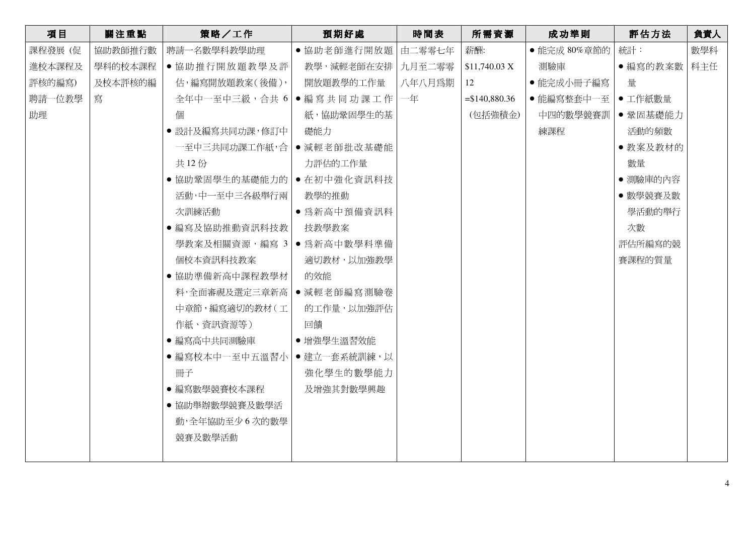| 項目 | 關注重點 | 策略／工作 | 預期好處 | 時間表 | 所需資源 | 成功準則 | 評估方法 | 負責人 |
|---|---|---|---|---|---|---|---|---|
| 課程發展 (促進校本課程及評核的編寫) 聘請一位教學助理 | 協助教師推行數學科的校本課程及校本評核的編寫 | 聘請一名數學科教學助理<br>● 協助推行開放題教學及評估，編寫開放題教案（後備），全年中一至中三級，合共 6 個<br>● 設計及編寫共同功課，修訂中一至中三共同功課工作紙，合共 12 份<br>● 協助鞏固學生的基礎能力的活動，中一至中三各級舉行兩次訓練活動<br>● 編寫及協助推動資訊科技教學教案及相關資源，編寫 3 個校本資訊科技教案<br>● 協助準備新高中課程教學材料，全面審視及選定三章新高中章節，編寫適切的教材（工作紙、資訊資源等）<br>● 編寫高中共同測驗庫<br>● 編寫校本中一至中五溫習小冊子<br>● 編寫數學競賽校本課程<br>● 協助舉辦數學競賽及數學活動，全年協助至少 6 次的數學競賽及數學活動 | ● 協助老師進行開放題教學，減輕老師在安排開放題教學的工作量<br>● 編寫共同功課工作紙，協助鞏固學生的基礎能力<br>● 減輕老師批改基礎能力評估的工作量<br>● 在初中強化資訊科技教學的推動<br>● 為新高中預備資訊科技教學教案<br>● 為新高中數學科準備適切教材，以加強教學的效能<br>● 減輕老師編寫測驗卷的工作量，以加強評估回饋<br>● 增強學生溫習效能<br>● 建立一套系統訓練，以強化學生的數學能力及增強其對數學興趣 | 由二零零七年九月至二零零八年八月為期一年 | 薪酬:<br>$11,740.03 X 12<br>=$140,880.36<br>(包括強積金) | ● 能完成 80%章節的測驗庫<br>● 能完成小冊子編寫<br>● 能編寫整套中一至中四的數學競賽訓練課程 | 統計：<br>● 編寫的教案數量<br>● 工作紙數量<br>● 鞏固基礎能力活動的頻數<br>● 教案及教材的數量<br>● 測驗庫的內容<br>● 數學競賽及數學活動的舉行次數<br>評估所編寫的競賽課程的質量 | 數學科科主任 |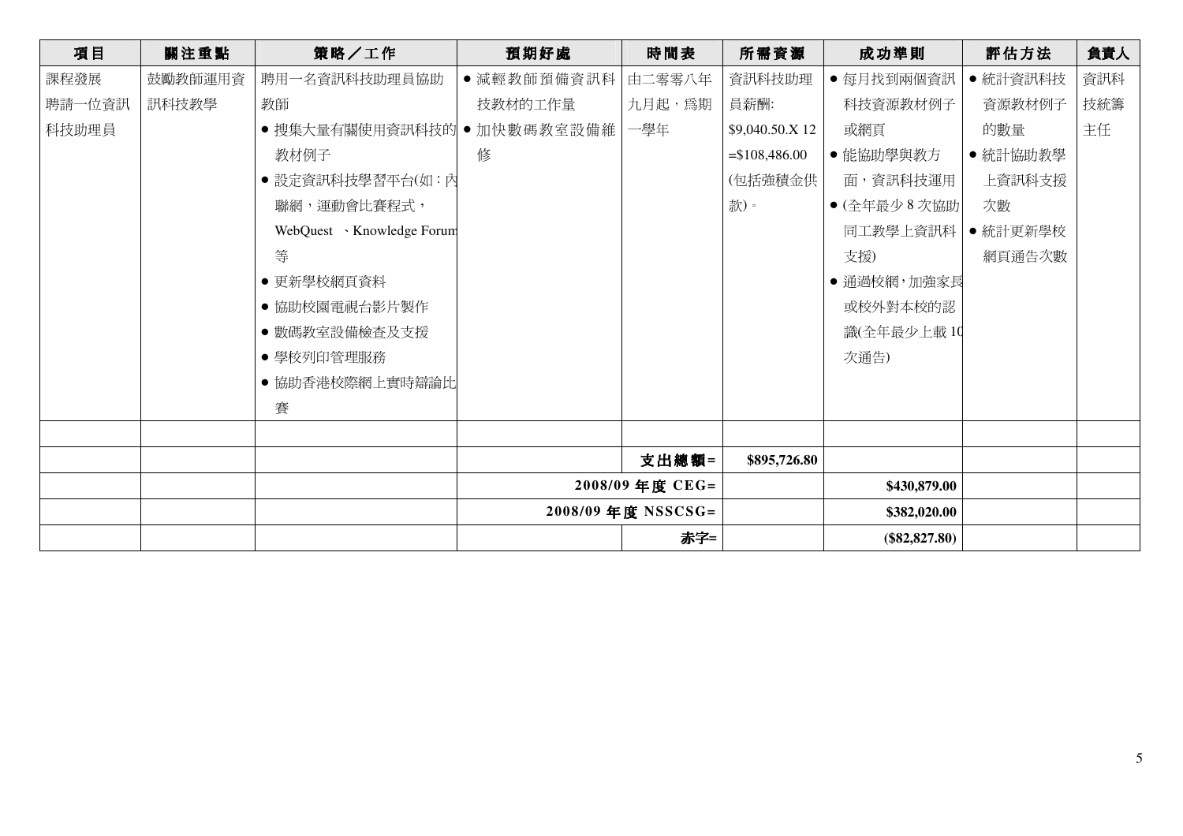| 項目 | 關注重點 | 策略／工作 | 預期好處 | 時間表 | 所需資源 | 成功準則 | 評估方法 | 負責人 |
|---|---|---|---|---|---|---|---|---|
| 課程發展<br>聘請一位資訊科技助理員 | 鼓勵教師運用資訊科技教學 | 聘用一名資訊科技助理員協助教師<br>● 搜集大量有關使用資訊科技的教材例子<br>● 設定資訊科技學習平台(如：內聯網，運動會比賽程式，WebQuest 、Knowledge Forum 等<br>● 更新學校網頁資料<br>● 協助校園電視台影片製作<br>● 數碼教室設備檢查及支援<br>● 學校列印管理服務<br>● 協助香港校際網上實時辯論比賽 | ● 減輕教師預備資訊科技教材的工作量<br>● 加快數碼教室設備維修 | 由二零零八年九月起，為期一學年 | 資訊科技助理員薪酬:<br>$9,040.50.X 12 =$108,486.00 (包括強積金供款)。 | ● 每月找到兩個資訊科技資源教材例子或網頁<br>● 能協助學與教方面，資訊科技運用<br>● (全年最少 8 次協助同工教學上資訊科支援)<br>● 通過校網，加強家長或校外對本校的認識(全年最少上載 10 次通告) | ● 統計資訊科技資源教材例子的數量<br>● 統計協助教學上資訊科支援次數<br>● 統計更新學校網頁通告次數 | 資訊科技統籌主任 |
| | | | | | | | | |
| | | | | **支出總額=** | **$895,726.80** | | | |
| | | | **2008/09 年度 CEG=** | | | **$430,879.00** | | |
| | | | **2008/09 年度 NSSCSG=** | | | **$382,020.00** | | |
| | | | | **赤字=** | | **($82,827.80)** | | |